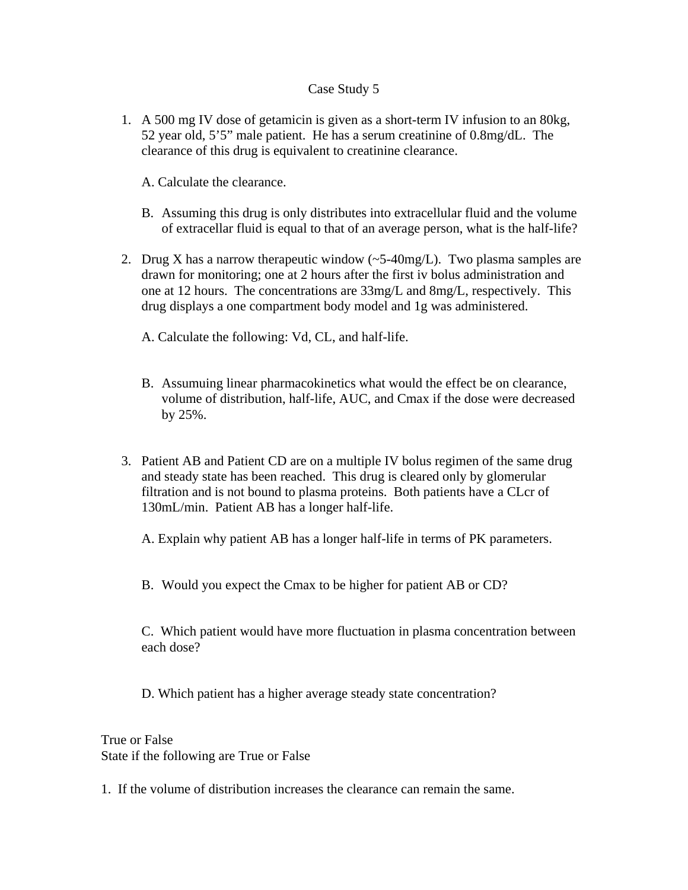# Case Study 5

1. A 500 mg IV dose of getamicin is given as a short-term IV infusion to an 80kg, 52 year old, 5'5" male patient. He has a serum creatinine of 0.8mg/dL. The clearance of this drug is equivalent to creatinine clearance.

   A. Calculate the clearance.

   B. Assuming this drug is only distributes into extracellular fluid and the volume of extracellar fluid is equal to that of an average person, what is the half-life?

2. Drug X has a narrow therapeutic window (~5-40mg/L). Two plasma samples are drawn for monitoring; one at 2 hours after the first iv bolus administration and one at 12 hours. The concentrations are 33mg/L and 8mg/L, respectively. This drug displays a one compartment body model and 1g was administered.

   A. Calculate the following: Vd, CL, and half-life.

   B. Assumuing linear pharmacokinetics what would the effect be on clearance, volume of distribution, half-life, AUC, and Cmax if the dose were decreased by 25%.

3. Patient AB and Patient CD are on a multiple IV bolus regimen of the same drug and steady state has been reached. This drug is cleared only by glomerular filtration and is not bound to plasma proteins. Both patients have a CLcr of 130mL/min. Patient AB has a longer half-life.

   A. Explain why patient AB has a longer half-life in terms of PK parameters.

   B. Would you expect the Cmax to be higher for patient AB or CD?

   C. Which patient would have more fluctuation in plasma concentration between each dose?

   D. Which patient has a higher average steady state concentration?

True or False

State if the following are True or False

1. If the volume of distribution increases the clearance can remain the same.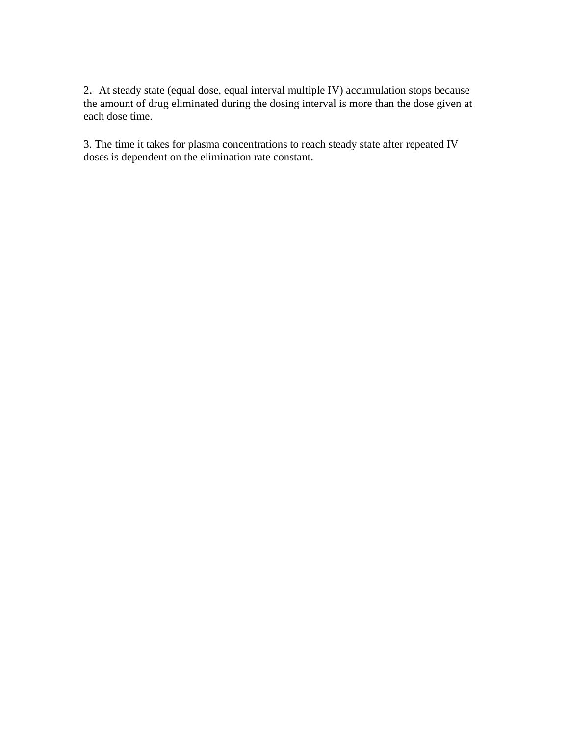2. At steady state (equal dose, equal interval multiple IV) accumulation stops because the amount of drug eliminated during the dosing interval is more than the dose given at each dose time.

3. The time it takes for plasma concentrations to reach steady state after repeated IV doses is dependent on the elimination rate constant.